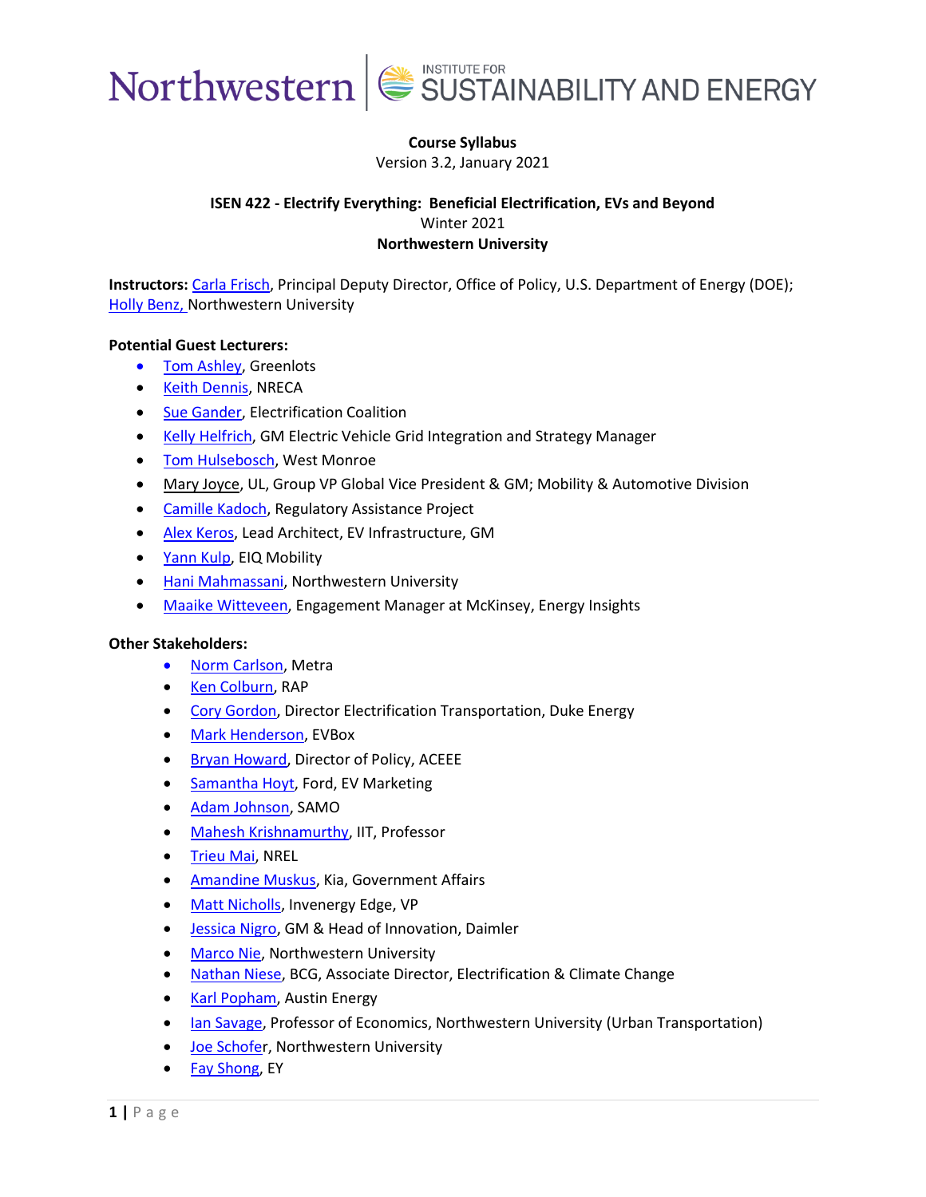**Course Syllabus**

Version 3.2, January 2021

**ISEN 422 - Electrify Everything: Beneficial Electrification, EVs and Beyond**

Winter 2021

**Northwestern University**

**Instructors:** Carla Frisch, Principal Deputy Director, Office of Policy, U.S. Department of Energy (DOE); Holly Benz, Northwestern University

**Potential Guest Lecturers:**

- Tom Ashley, Greenlots
- Keith Dennis, NRECA
- Sue Gander, Electrification Coalition
- Kelly Helfrich, GM Electric Vehicle Grid Integration and Strategy Manager
- Tom Hulsebosch, West Monroe
- Mary Joyce, UL, Group VP Global Vice President & GM; Mobility & Automotive Division
- Camille Kadoch, Regulatory Assistance Project
- Alex Keros, Lead Architect, EV Infrastructure, GM
- Yann Kulp, EIQ Mobility
- Hani Mahmassani, Northwestern University
- Maaike Witteveen, Engagement Manager at McKinsey, Energy Insights

**Other Stakeholders:**

- Norm Carlson, Metra
- Ken Colburn, RAP
- Cory Gordon, Director Electrification Transportation, Duke Energy
- Mark Henderson, EVBox
- Bryan Howard, Director of Policy, ACEEE
- Samantha Hoyt, Ford, EV Marketing
- Adam Johnson, SAMO
- Mahesh Krishnamurthy, IIT, Professor
- Trieu Mai, NREL
- Amandine Muskus, Kia, Government Affairs
- Matt Nicholls, Invenergy Edge, VP
- Jessica Nigro, GM & Head of Innovation, Daimler
- Marco Nie, Northwestern University
- Nathan Niese, BCG, Associate Director, Electrification & Climate Change
- Karl Popham, Austin Energy
- Ian Savage, Professor of Economics, Northwestern University (Urban Transportation)
- Joe Schofer, Northwestern University
- Fay Shong, EY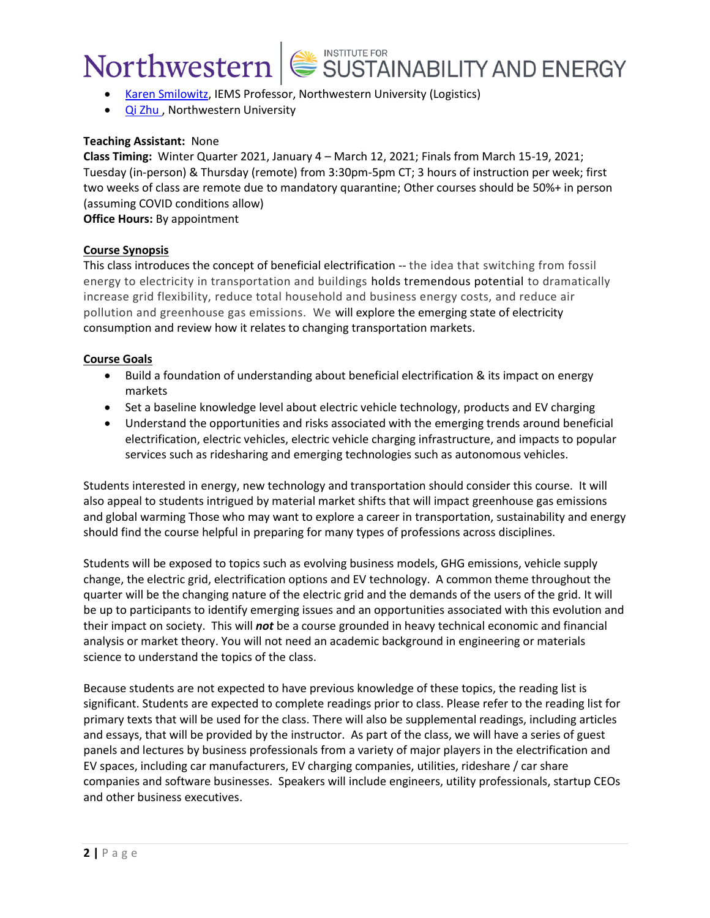- Karen Smilowitz, IEMS Professor, Northwestern University (Logistics)
- Qi Zhu , Northwestern University

**Teaching Assistant:** None
**Class Timing:** Winter Quarter 2021, January 4 – March 12, 2021; Finals from March 15-19, 2021; Tuesday (in-person) & Thursday (remote) from 3:30pm-5pm CT; 3 hours of instruction per week; first two weeks of class are remote due to mandatory quarantine; Other courses should be 50%+ in person (assuming COVID conditions allow)
**Office Hours:** By appointment

**Course Synopsis**

This class introduces the concept of beneficial electrification -- the idea that switching from fossil energy to electricity in transportation and buildings holds tremendous potential to dramatically increase grid flexibility, reduce total household and business energy costs, and reduce air pollution and greenhouse gas emissions. We will explore the emerging state of electricity consumption and review how it relates to changing transportation markets.

**Course Goals**

- Build a foundation of understanding about beneficial electrification & its impact on energy markets
- Set a baseline knowledge level about electric vehicle technology, products and EV charging
- Understand the opportunities and risks associated with the emerging trends around beneficial electrification, electric vehicles, electric vehicle charging infrastructure, and impacts to popular services such as ridesharing and emerging technologies such as autonomous vehicles.

Students interested in energy, new technology and transportation should consider this course. It will also appeal to students intrigued by material market shifts that will impact greenhouse gas emissions and global warming Those who may want to explore a career in transportation, sustainability and energy should find the course helpful in preparing for many types of professions across disciplines.

Students will be exposed to topics such as evolving business models, GHG emissions, vehicle supply change, the electric grid, electrification options and EV technology. A common theme throughout the quarter will be the changing nature of the electric grid and the demands of the users of the grid. It will be up to participants to identify emerging issues and an opportunities associated with this evolution and their impact on society. This will ***not*** be a course grounded in heavy technical economic and financial analysis or market theory. You will not need an academic background in engineering or materials science to understand the topics of the class.

Because students are not expected to have previous knowledge of these topics, the reading list is significant. Students are expected to complete readings prior to class. Please refer to the reading list for primary texts that will be used for the class. There will also be supplemental readings, including articles and essays, that will be provided by the instructor. As part of the class, we will have a series of guest panels and lectures by business professionals from a variety of major players in the electrification and EV spaces, including car manufacturers, EV charging companies, utilities, rideshare / car share companies and software businesses. Speakers will include engineers, utility professionals, startup CEOs and other business executives.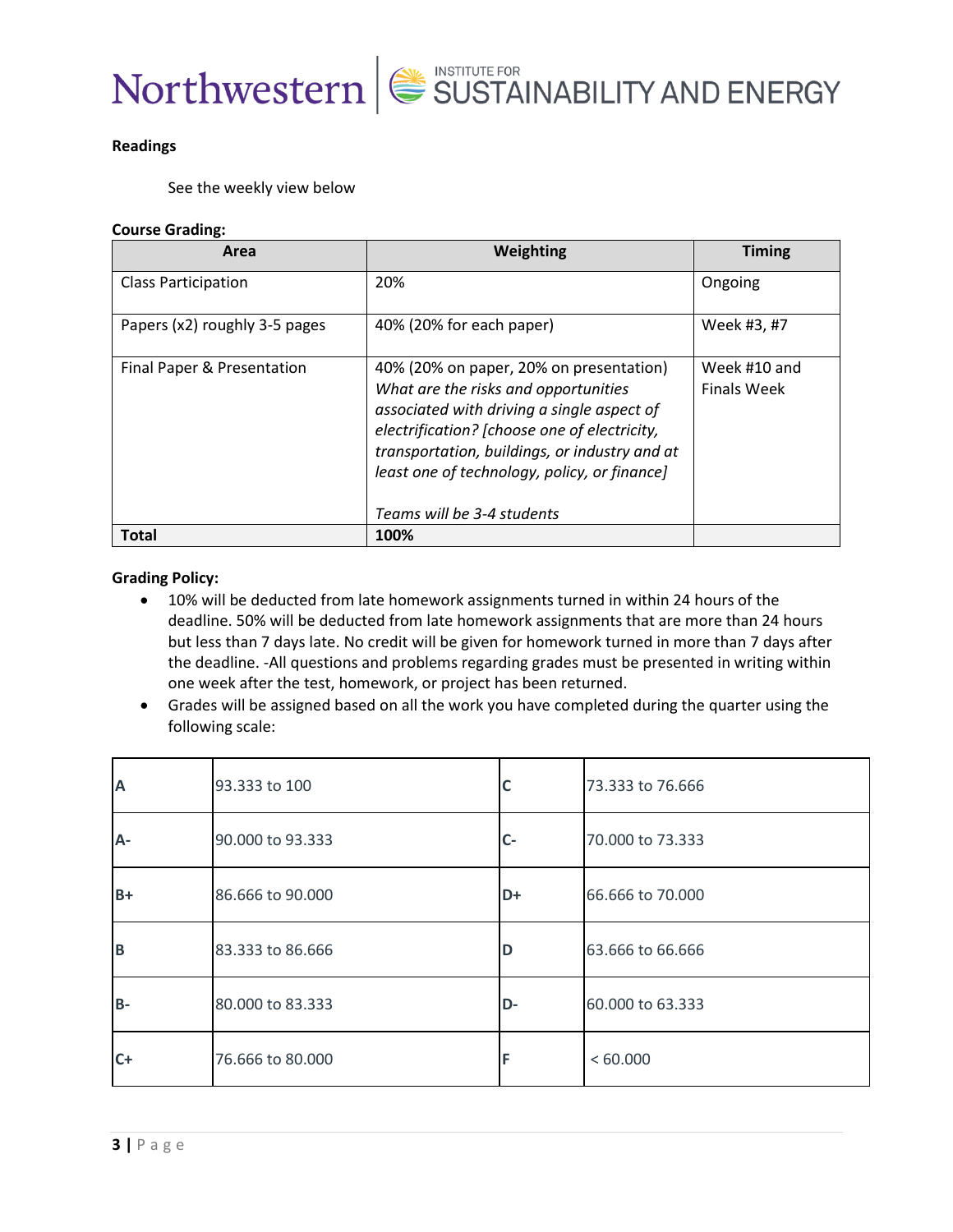**Readings**

See the weekly view below

**Course Grading:**

| Area | Weighting | Timing |
|---|---|---|
| Class Participation | 20% | Ongoing |
| Papers (x2) roughly 3-5 pages | 40% (20% for each paper) | Week #3, #7 |
| Final Paper & Presentation | 40% (20% on paper, 20% on presentation) *What are the risks and opportunities associated with driving a single aspect of electrification? [choose one of electricity, transportation, buildings, or industry and at least one of technology, policy, or finance]* *Teams will be 3-4 students* | Week #10 and Finals Week |
| **Total** | **100%** | |

**Grading Policy:**

- 10% will be deducted from late homework assignments turned in within 24 hours of the deadline. 50% will be deducted from late homework assignments that are more than 24 hours but less than 7 days late. No credit will be given for homework turned in more than 7 days after the deadline. -All questions and problems regarding grades must be presented in writing within one week after the test, homework, or project has been returned.
- Grades will be assigned based on all the work you have completed during the quarter using the following scale:

| | | | |
|---|---|---|---|
| **A** | 93.333 to 100 | **C** | 73.333 to 76.666 |
| **A-** | 90.000 to 93.333 | **C-** | 70.000 to 73.333 |
| **B+** | 86.666 to 90.000 | **D+** | 66.666 to 70.000 |
| **B** | 83.333 to 86.666 | **D** | 63.666 to 66.666 |
| **B-** | 80.000 to 83.333 | **D-** | 60.000 to 63.333 |
| **C+** | 76.666 to 80.000 | **F** | < 60.000 |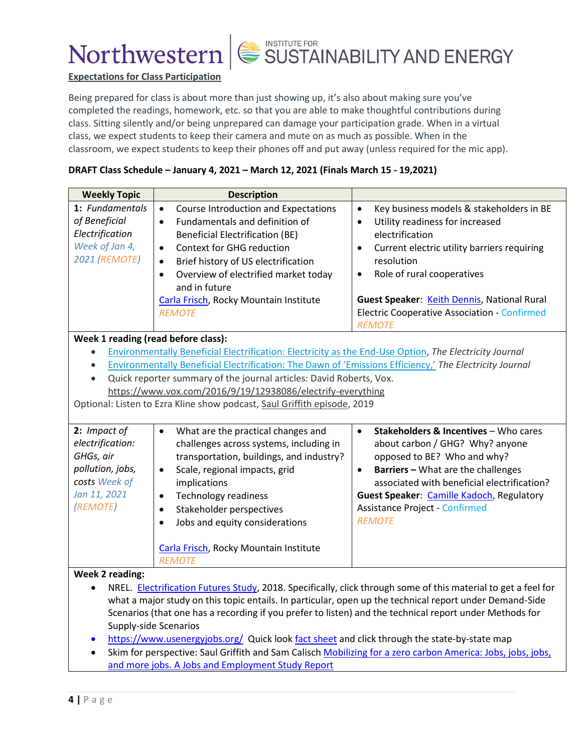**Expectations for Class Participation**

Being prepared for class is about more than just showing up, it's also about making sure you've completed the readings, homework, etc. so that you are able to make thoughtful contributions during class. Sitting silently and/or being unprepared can damage your participation grade. When in a virtual class, we expect students to keep their camera and mute on as much as possible. When in the classroom, we expect students to keep their phones off and put away (unless required for the mic app).

**DRAFT Class Schedule – January 4, 2021 – March 12, 2021 (Finals March 15 - 19,2021)**

| Weekly Topic | Description | |
|---|---|---|
| **1:** *Fundamentals of Beneficial Electrification* *Week of Jan 4, 2021 (REMOTE)* | • Course Introduction and Expectations<br>• Fundamentals and definition of Beneficial Electrification (BE)<br>• Context for GHG reduction<br>• Brief history of US electrification<br>• Overview of electrified market today and in future<br>Carla Frisch, Rocky Mountain Institute<br>*REMOTE* | • Key business models & stakeholders in BE<br>• Utility readiness for increased electrification<br>• Current electric utility barriers requiring resolution<br>• Role of rural cooperatives<br><br>**Guest Speaker**: Keith Dennis, National Rural Electric Cooperative Association - Confirmed<br>*REMOTE* |
| **Week 1 reading (read before class):**<br>• Environmentally Beneficial Electrification: Electricity as the End-Use Option, *The Electricity Journal*<br>• Environmentally Beneficial Electrification: The Dawn of 'Emissions Efficiency,' *The Electricity Journal*<br>• Quick reporter summary of the journal articles: David Roberts, Vox. https://www.vox.com/2016/9/19/12938086/electrify-everything<br>Optional: Listen to Ezra Kline show podcast, Saul Griffith episode, 2019 | | |
| **2:** *Impact of electrification: GHGs, air pollution, jobs, costs* *Week of Jan 11, 2021 (REMOTE)* | • What are the practical changes and challenges across systems, including in transportation, buildings, and industry?<br>• Scale, regional impacts, grid implications<br>• Technology readiness<br>• Stakeholder perspectives<br>• Jobs and equity considerations<br><br>Carla Frisch, Rocky Mountain Institute<br>*REMOTE* | • **Stakeholders & Incentives** – Who cares about carbon / GHG? Why? anyone opposed to BE? Who and why?<br>• **Barriers –** What are the challenges associated with beneficial electrification?<br>**Guest Speaker**: Camille Kadoch, Regulatory Assistance Project - Confirmed<br>*REMOTE* |
| **Week 2 reading:**<br>• NREL. Electrification Futures Study, 2018. Specifically, click through some of this material to get a feel for what a major study on this topic entails. In particular, open up the technical report under Demand-Side Scenarios (that one has a recording if you prefer to listen) and the technical report under Methods for Supply-side Scenarios<br>• https://www.usenergyjobs.org/ Quick look fact sheet and click through the state-by-state map<br>• Skim for perspective: Saul Griffith and Sam Calisch Mobilizing for a zero carbon America: Jobs, jobs, jobs, and more jobs. A Jobs and Employment Study Report | | |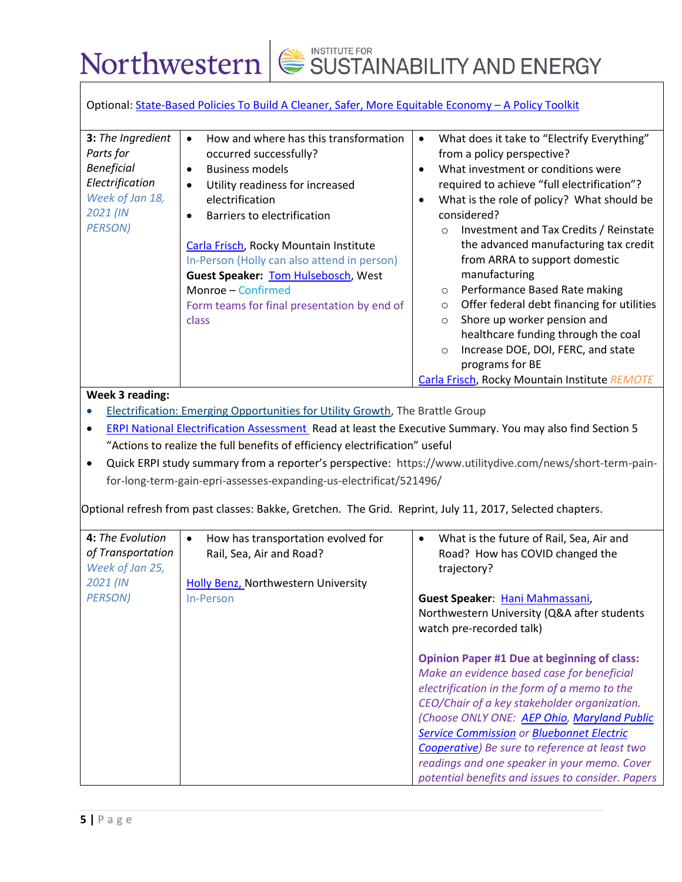Optional: [State-Based Policies To Build A Cleaner, Safer, More Equitable Economy – A Policy Toolkit]

| | | |
|---|---|---|
| **3:** *The Ingredient Parts for Beneficial Electrification* *Week of Jan 18, 2021 (IN PERSON)* | • How and where has this transformation occurred successfully?<br>• Business models<br>• Utility readiness for increased electrification<br>• Barriers to electrification<br><br>Carla Frisch, Rocky Mountain Institute<br>In-Person (Holly can also attend in person)<br>**Guest Speaker:** Tom Hulsebosch, West Monroe – Confirmed<br>Form teams for final presentation by end of class | • What does it take to "Electrify Everything" from a policy perspective?<br>• What investment or conditions were required to achieve "full electrification"?<br>• What is the role of policy? What should be considered?<br>  ○ Investment and Tax Credits / Reinstate the advanced manufacturing tax credit from ARRA to support domestic manufacturing<br>  ○ Performance Based Rate making<br>  ○ Offer federal debt financing for utilities<br>  ○ Shore up worker pension and healthcare funding through the coal<br>  ○ Increase DOE, DOI, FERC, and state programs for BE<br><br>Carla Frisch, Rocky Mountain Institute *REMOTE* |

**Week 3 reading:**

- Electrification: Emerging Opportunities for Utility Growth, The Brattle Group
- ERPI National Electrification Assessment Read at least the Executive Summary. You may also find Section 5 "Actions to realize the full benefits of efficiency electrification" useful
- Quick ERPI study summary from a reporter's perspective: https://www.utilitydive.com/news/short-term-pain-for-long-term-gain-epri-assesses-expanding-us-electrificat/521496/

Optional refresh from past classes: Bakke, Gretchen. The Grid. Reprint, July 11, 2017, Selected chapters.

| | | |
|---|---|---|
| **4:** *The Evolution of Transportation* *Week of Jan 25, 2021 (IN PERSON)* | • How has transportation evolved for Rail, Sea, Air and Road?<br><br>Holly Benz, Northwestern University<br>In-Person | • What is the future of Rail, Sea, Air and Road? How has COVID changed the trajectory?<br><br>**Guest Speaker**: Hani Mahmassani, Northwestern University (Q&A after students watch pre-recorded talk)<br><br>**Opinion Paper #1 Due at beginning of class:** *Make an evidence based case for beneficial electrification in the form of a memo to the CEO/Chair of a key stakeholder organization. (Choose ONLY ONE: AEP Ohio, Maryland Public Service Commission or Bluebonnet Electric Cooperative) Be sure to reference at least two readings and one speaker in your memo. Cover potential benefits and issues to consider. Papers* |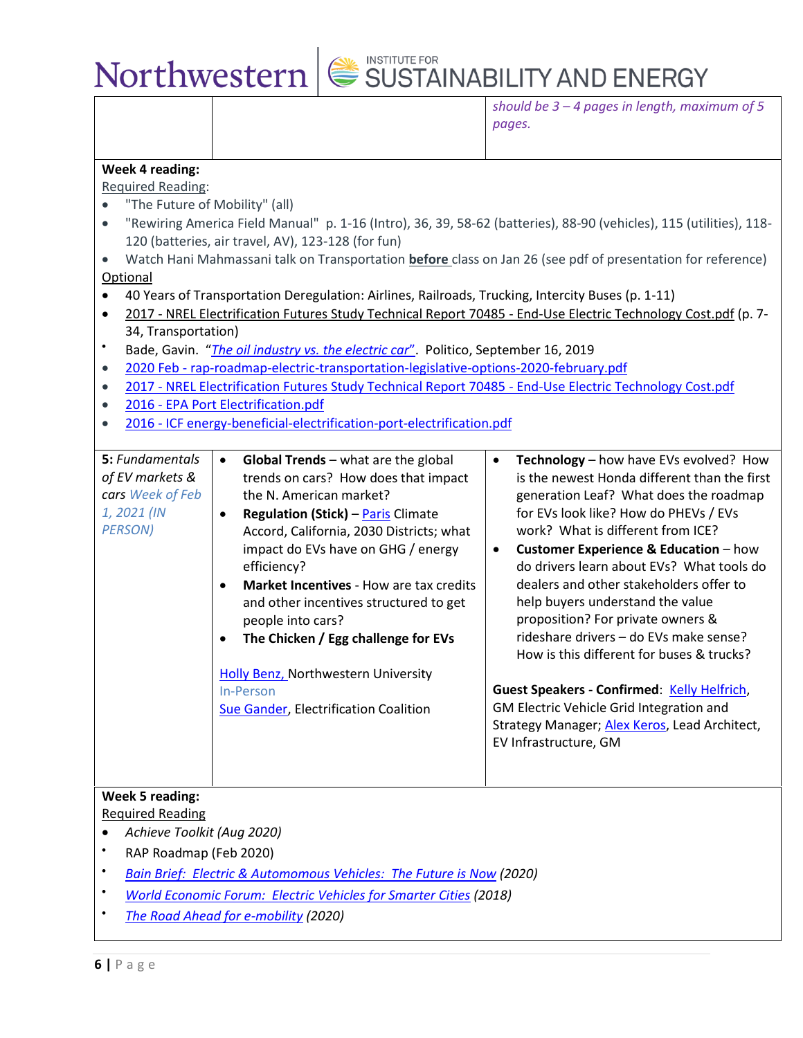| | | should be 3 – 4 pages in length, maximum of 5 pages. |
|---|---|---|

**Week 4 reading:**

Required Reading:

- "The Future of Mobility" (all)
- "Rewiring America Field Manual" p. 1-16 (Intro), 36, 39, 58-62 (batteries), 88-90 (vehicles), 115 (utilities), 118-120 (batteries, air travel, AV), 123-128 (for fun)
- Watch Hani Mahmassani talk on Transportation **before** class on Jan 26 (see pdf of presentation for reference)

Optional

- 40 Years of Transportation Deregulation: Airlines, Railroads, Trucking, Intercity Buses (p. 1-11)
- 2017 - NREL Electrification Futures Study Technical Report 70485 - End-Use Electric Technology Cost.pdf (p. 7-34, Transportation)
- Bade, Gavin. "*The oil industry vs. the electric car*". Politico, September 16, 2019
- 2020 Feb - rap-roadmap-electric-transportation-legislative-options-2020-february.pdf
- 2017 - NREL Electrification Futures Study Technical Report 70485 - End-Use Electric Technology Cost.pdf
- 2016 - EPA Port Electrification.pdf
- 2016 - ICF energy-beneficial-electrification-port-electrification.pdf

| | | |
|---|---|---|
| **5:** *Fundamentals of EV markets & cars* *Week of Feb 1, 2021 (IN PERSON)* | • **Global Trends** – what are the global trends on cars? How does that impact the N. American market?<br>• **Regulation (Stick)** – Paris Climate Accord, California, 2030 Districts; what impact do EVs have on GHG / energy efficiency?<br>• **Market Incentives** - How are tax credits and other incentives structured to get people into cars?<br>• **The Chicken / Egg challenge for EVs**<br><br>Holly Benz, Northwestern University<br>In-Person<br>Sue Gander, Electrification Coalition | • **Technology** – how have EVs evolved? How is the newest Honda different than the first generation Leaf? What does the roadmap for EVs look like? How do PHEVs / EVs work? What is different from ICE?<br>• **Customer Experience & Education** – how do drivers learn about EVs? What tools do dealers and other stakeholders offer to help buyers understand the value proposition? For private owners & rideshare drivers – do EVs make sense? How is this different for buses & trucks?<br><br>**Guest Speakers - Confirmed**: Kelly Helfrich, GM Electric Vehicle Grid Integration and Strategy Manager; Alex Keros, Lead Architect, EV Infrastructure, GM |

**Week 5 reading:**

Required Reading

- *Achieve Toolkit (Aug 2020)*
- RAP Roadmap (Feb 2020)
- *Bain Brief: Electric & Automomous Vehicles: The Future is Now (2020)*
- *World Economic Forum: Electric Vehicles for Smarter Cities (2018)*
- *The Road Ahead for e-mobility (2020)*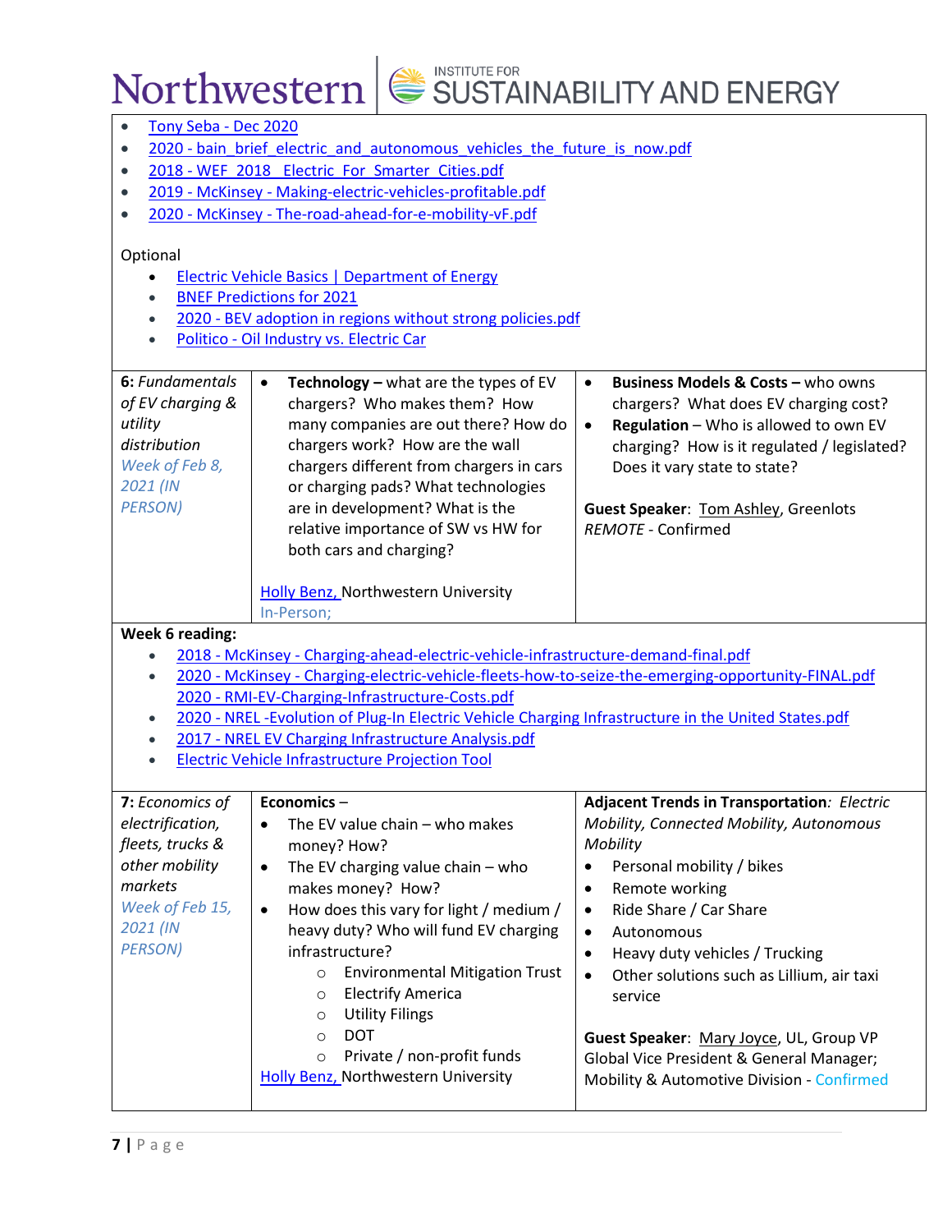- Tony Seba - Dec 2020
- 2020 - bain_brief_electric_and_autonomous_vehicles_the_future_is_now.pdf
- 2018 - WEF_2018_ Electric_For_Smarter_Cities.pdf
- 2019 - McKinsey - Making-electric-vehicles-profitable.pdf
- 2020 - McKinsey - The-road-ahead-for-e-mobility-vF.pdf

Optional

- Electric Vehicle Basics | Department of Energy
- BNEF Predictions for 2021
- 2020 - BEV adoption in regions without strong policies.pdf
- Politico - Oil Industry vs. Electric Car

| | | |
|---|---|---|
| **6:** *Fundamentals of EV charging & utility distribution* *Week of Feb 8, 2021 (IN PERSON)* | • **Technology –** what are the types of EV chargers? Who makes them? How many companies are out there? How do chargers work? How are the wall chargers different from chargers in cars or charging pads? What technologies are in development? What is the relative importance of SW vs HW for both cars and charging?<br><br>Holly Benz, Northwestern University<br>In-Person; | • **Business Models & Costs –** who owns chargers? What does EV charging cost?<br>• **Regulation** – Who is allowed to own EV charging? How is it regulated / legislated? Does it vary state to state?<br><br>**Guest Speaker**: Tom Ashley, Greenlots<br>*REMOTE* - Confirmed |

**Week 6 reading:**

- 2018 - McKinsey - Charging-ahead-electric-vehicle-infrastructure-demand-final.pdf
- 2020 - McKinsey - Charging-electric-vehicle-fleets-how-to-seize-the-emerging-opportunity-FINAL.pdf
  2020 - RMI-EV-Charging-Infrastructure-Costs.pdf
- 2020 - NREL -Evolution of Plug-In Electric Vehicle Charging Infrastructure in the United States.pdf
- 2017 - NREL EV Charging Infrastructure Analysis.pdf
- Electric Vehicle Infrastructure Projection Tool

| | | |
|---|---|---|
| **7:** *Economics of electrification, fleets, trucks & other mobility markets* *Week of Feb 15, 2021 (IN PERSON)* | **Economics** –<br>• The EV value chain – who makes money? How?<br>• The EV charging value chain – who makes money? How?<br>• How does this vary for light / medium / heavy duty? Who will fund EV charging infrastructure?<br>  ○ Environmental Mitigation Trust<br>  ○ Electrify America<br>  ○ Utility Filings<br>  ○ DOT<br>  ○ Private / non-profit funds<br>Holly Benz, Northwestern University | **Adjacent Trends in Transportation**: *Electric Mobility, Connected Mobility, Autonomous Mobility*<br>• Personal mobility / bikes<br>• Remote working<br>• Ride Share / Car Share<br>• Autonomous<br>• Heavy duty vehicles / Trucking<br>• Other solutions such as Lillium, air taxi service<br><br>**Guest Speaker**: Mary Joyce, UL, Group VP Global Vice President & General Manager; Mobility & Automotive Division - Confirmed |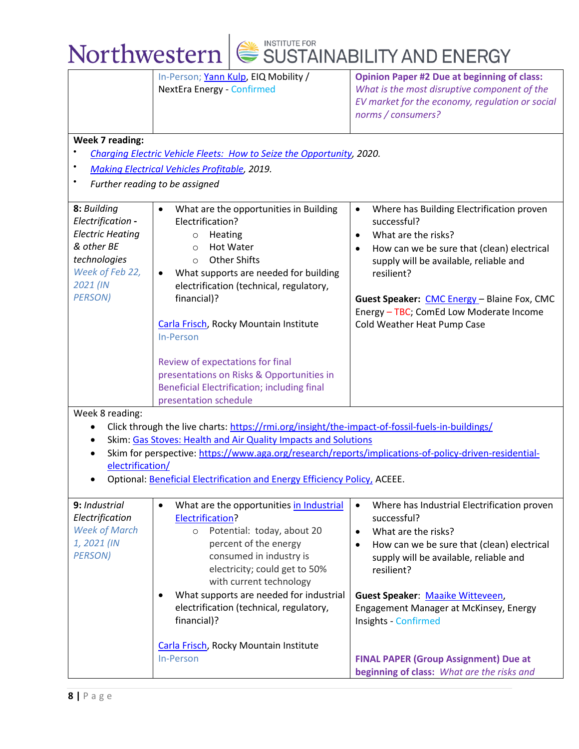| | | |
|---|---|---|
| | In-Person; Yann Kulp, EIQ Mobility / NextEra Energy - Confirmed | **Opinion Paper #2 Due at beginning of class:** *What is the most disruptive component of the EV market for the economy, regulation or social norms / consumers?* |

**Week 7 reading:**

- *Charging Electric Vehicle Fleets: How to Seize the Opportunity, 2020.*
- *Making Electrical Vehicles Profitable, 2019.*
- *Further reading to be assigned*

| | | |
|---|---|---|
| **8:** *Building Electrification - Electric Heating & other BE technologies* *Week of Feb 22, 2021 (IN PERSON)* | • What are the opportunities in Building Electrification?<br>  ○ Heating<br>  ○ Hot Water<br>  ○ Other Shifts<br>• What supports are needed for building electrification (technical, regulatory, financial)?<br><br>Carla Frisch, Rocky Mountain Institute In-Person<br><br>Review of expectations for final presentations on Risks & Opportunities in Beneficial Electrification; including final presentation schedule | • Where has Building Electrification proven successful?<br>• What are the risks?<br>• How can we be sure that (clean) electrical supply will be available, reliable and resilient?<br><br>**Guest Speaker:** CMC Energy – Blaine Fox, CMC Energy – TBC; ComEd Low Moderate Income Cold Weather Heat Pump Case |

Week 8 reading:

- Click through the live charts: https://rmi.org/insight/the-impact-of-fossil-fuels-in-buildings/
- Skim: Gas Stoves: Health and Air Quality Impacts and Solutions
- Skim for perspective: https://www.aga.org/research/reports/implications-of-policy-driven-residential-electrification/
- Optional: Beneficial Electrification and Energy Efficiency Policy, ACEEE.

| | | |
|---|---|---|
| **9:** *Industrial Electrification* *Week of March 1, 2021 (IN PERSON)* | • What are the opportunities in Industrial Electrification?<br>  ○ Potential: today, about 20 percent of the energy consumed in industry is electricity; could get to 50% with current technology<br>• What supports are needed for industrial electrification (technical, regulatory, financial)?<br><br>Carla Frisch, Rocky Mountain Institute In-Person | • Where has Industrial Electrification proven successful?<br>• What are the risks?<br>• How can we be sure that (clean) electrical supply will be available, reliable and resilient?<br><br>**Guest Speaker**: Maaike Witteveen, Engagement Manager at McKinsey, Energy Insights - Confirmed<br><br>**FINAL PAPER (Group Assignment) Due at beginning of class:** *What are the risks and* |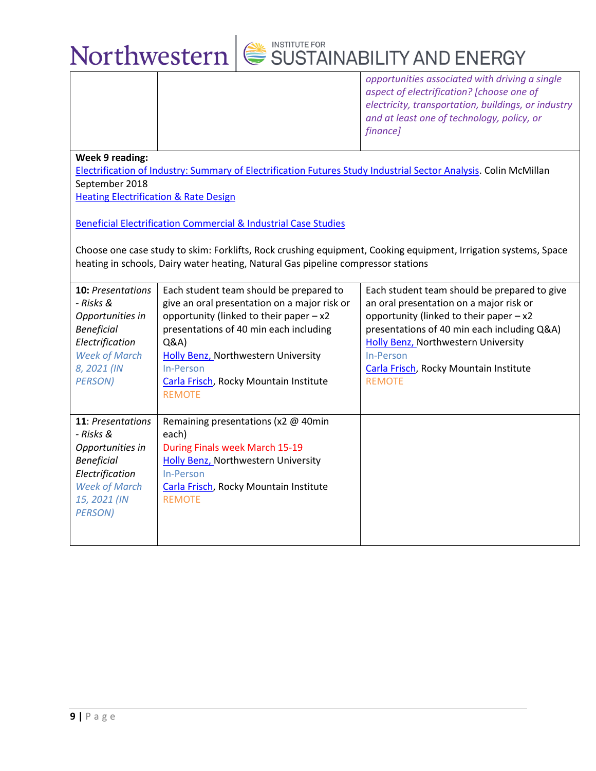| | | *opportunities associated with driving a single aspect of electrification? [choose one of electricity, transportation, buildings, or industry and at least one of technology, policy, or finance]* |
|---|---|---|

**Week 9 reading:**
Electrification of Industry: Summary of Electrification Futures Study Industrial Sector Analysis. Colin McMillan September 2018
Heating Electrification & Rate Design

Beneficial Electrification Commercial & Industrial Case Studies

Choose one case study to skim: Forklifts, Rock crushing equipment, Cooking equipment, Irrigation systems, Space heating in schools, Dairy water heating, Natural Gas pipeline compressor stations

| | | |
|---|---|---|
| **10:** *Presentations - Risks & Opportunities in Beneficial Electrification* *Week of March 8, 2021 (IN PERSON)* | Each student team should be prepared to give an oral presentation on a major risk or opportunity (linked to their paper – x2 presentations of 40 min each including Q&A) Holly Benz, Northwestern University In-Person Carla Frisch, Rocky Mountain Institute REMOTE | Each student team should be prepared to give an oral presentation on a major risk or opportunity (linked to their paper – x2 presentations of 40 min each including Q&A) Holly Benz, Northwestern University In-Person Carla Frisch, Rocky Mountain Institute REMOTE |
| **11**: *Presentations - Risks & Opportunities in Beneficial Electrification* *Week of March 15, 2021 (IN PERSON)* | Remaining presentations (x2 @ 40min each) During Finals week March 15-19 Holly Benz, Northwestern University In-Person Carla Frisch, Rocky Mountain Institute REMOTE | |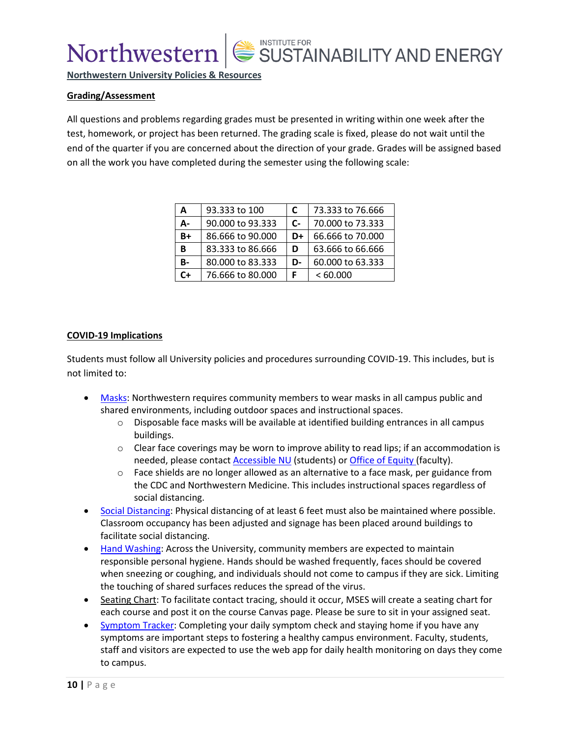## Northwestern University Policies & Resources

### Grading/Assessment

All questions and problems regarding grades must be presented in writing within one week after the test, homework, or project has been returned. The grading scale is fixed, please do not wait until the end of the quarter if you are concerned about the direction of your grade. Grades will be assigned based on all the work you have completed during the semester using the following scale:

| | | | |
|---|---|---|---|
| **A** | 93.333 to 100 | **C** | 73.333 to 76.666 |
| **A-** | 90.000 to 93.333 | **C-** | 70.000 to 73.333 |
| **B+** | 86.666 to 90.000 | **D+** | 66.666 to 70.000 |
| **B** | 83.333 to 86.666 | **D** | 63.666 to 66.666 |
| **B-** | 80.000 to 83.333 | **D-** | 60.000 to 63.333 |
| **C+** | 76.666 to 80.000 | **F** | < 60.000 |

### COVID-19 Implications

Students must follow all University policies and procedures surrounding COVID-19. This includes, but is not limited to:

- Masks: Northwestern requires community members to wear masks in all campus public and shared environments, including outdoor spaces and instructional spaces.
  - Disposable face masks will be available at identified building entrances in all campus buildings.
  - Clear face coverings may be worn to improve ability to read lips; if an accommodation is needed, please contact Accessible NU (students) or Office of Equity (faculty).
  - Face shields are no longer allowed as an alternative to a face mask, per guidance from the CDC and Northwestern Medicine. This includes instructional spaces regardless of social distancing.
- Social Distancing: Physical distancing of at least 6 feet must also be maintained where possible. Classroom occupancy has been adjusted and signage has been placed around buildings to facilitate social distancing.
- Hand Washing: Across the University, community members are expected to maintain responsible personal hygiene. Hands should be washed frequently, faces should be covered when sneezing or coughing, and individuals should not come to campus if they are sick. Limiting the touching of shared surfaces reduces the spread of the virus.
- Seating Chart: To facilitate contact tracing, should it occur, MSES will create a seating chart for each course and post it on the course Canvas page. Please be sure to sit in your assigned seat.
- Symptom Tracker: Completing your daily symptom check and staying home if you have any symptoms are important steps to fostering a healthy campus environment. Faculty, students, staff and visitors are expected to use the web app for daily health monitoring on days they come to campus.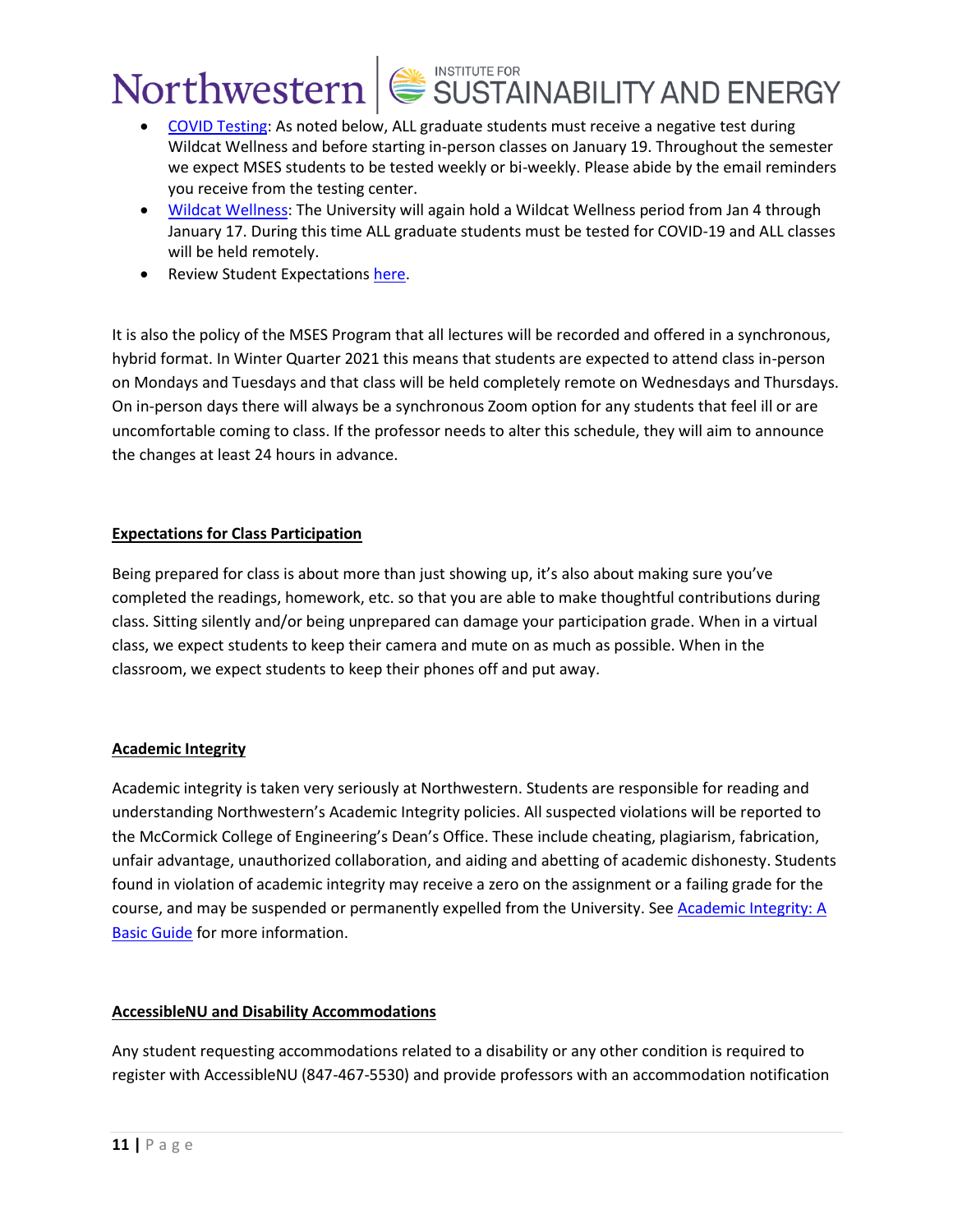- COVID Testing: As noted below, ALL graduate students must receive a negative test during Wildcat Wellness and before starting in-person classes on January 19. Throughout the semester we expect MSES students to be tested weekly or bi-weekly. Please abide by the email reminders you receive from the testing center.
- Wildcat Wellness: The University will again hold a Wildcat Wellness period from Jan 4 through January 17. During this time ALL graduate students must be tested for COVID-19 and ALL classes will be held remotely.
- Review Student Expectations here.

It is also the policy of the MSES Program that all lectures will be recorded and offered in a synchronous, hybrid format. In Winter Quarter 2021 this means that students are expected to attend class in-person on Mondays and Tuesdays and that class will be held completely remote on Wednesdays and Thursdays. On in-person days there will always be a synchronous Zoom option for any students that feel ill or are uncomfortable coming to class. If the professor needs to alter this schedule, they will aim to announce the changes at least 24 hours in advance.

## Expectations for Class Participation

Being prepared for class is about more than just showing up, it's also about making sure you've completed the readings, homework, etc. so that you are able to make thoughtful contributions during class. Sitting silently and/or being unprepared can damage your participation grade. When in a virtual class, we expect students to keep their camera and mute on as much as possible. When in the classroom, we expect students to keep their phones off and put away.

## Academic Integrity

Academic integrity is taken very seriously at Northwestern. Students are responsible for reading and understanding Northwestern's Academic Integrity policies. All suspected violations will be reported to the McCormick College of Engineering's Dean's Office. These include cheating, plagiarism, fabrication, unfair advantage, unauthorized collaboration, and aiding and abetting of academic dishonesty. Students found in violation of academic integrity may receive a zero on the assignment or a failing grade for the course, and may be suspended or permanently expelled from the University. See Academic Integrity: A Basic Guide for more information.

## AccessibleNU and Disability Accommodations

Any student requesting accommodations related to a disability or any other condition is required to register with AccessibleNU (847-467-5530) and provide professors with an accommodation notification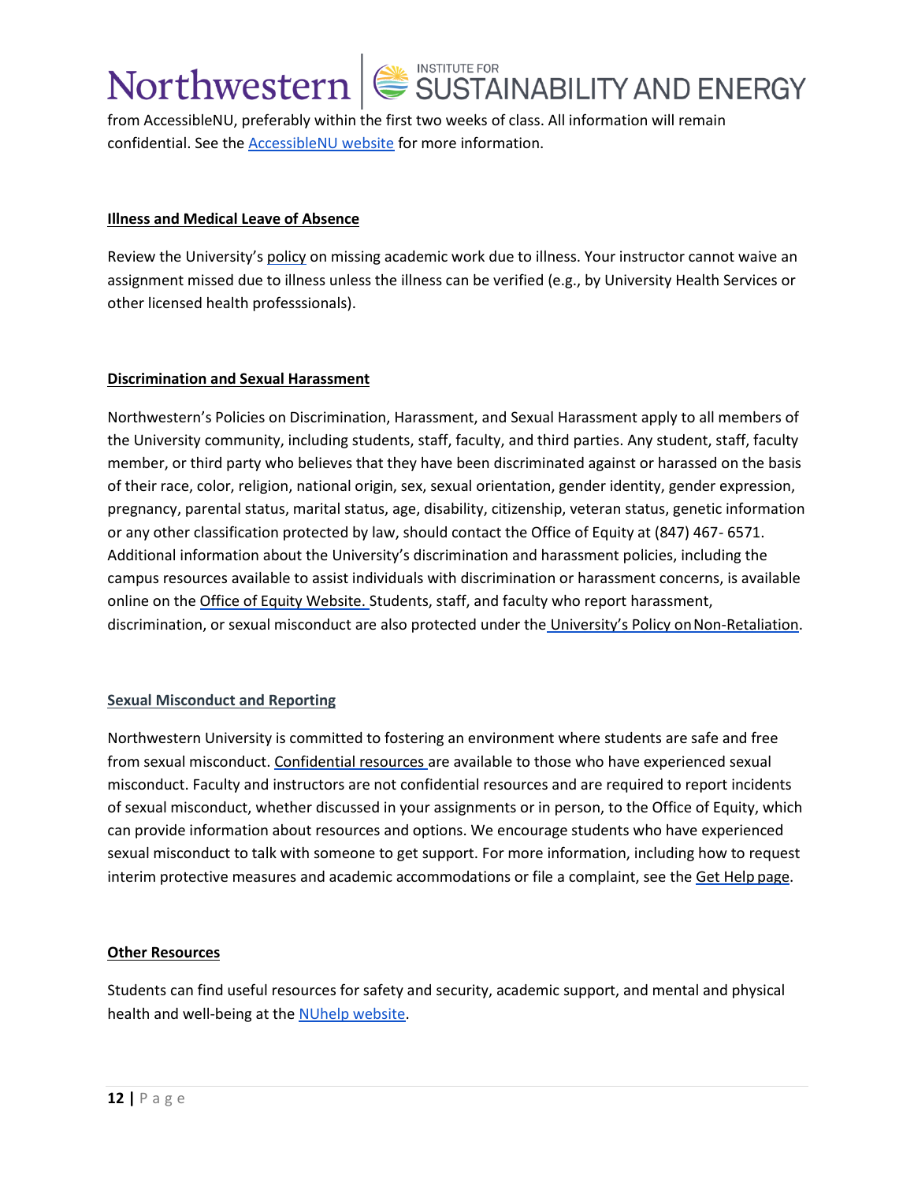from AccessibleNU, preferably within the first two weeks of class. All information will remain confidential. See the AccessibleNU website for more information.

**Illness and Medical Leave of Absence**

Review the University's policy on missing academic work due to illness. Your instructor cannot waive an assignment missed due to illness unless the illness can be verified (e.g., by University Health Services or other licensed health professsionals).

**Discrimination and Sexual Harassment**

Northwestern's Policies on Discrimination, Harassment, and Sexual Harassment apply to all members of the University community, including students, staff, faculty, and third parties. Any student, staff, faculty member, or third party who believes that they have been discriminated against or harassed on the basis of their race, color, religion, national origin, sex, sexual orientation, gender identity, gender expression, pregnancy, parental status, marital status, age, disability, citizenship, veteran status, genetic information or any other classification protected by law, should contact the Office of Equity at (847) 467- 6571. Additional information about the University's discrimination and harassment policies, including the campus resources available to assist individuals with discrimination or harassment concerns, is available online on the Office of Equity Website. Students, staff, and faculty who report harassment, discrimination, or sexual misconduct are also protected under the University's Policy on Non-Retaliation.

**Sexual Misconduct and Reporting**

Northwestern University is committed to fostering an environment where students are safe and free from sexual misconduct. Confidential resources are available to those who have experienced sexual misconduct. Faculty and instructors are not confidential resources and are required to report incidents of sexual misconduct, whether discussed in your assignments or in person, to the Office of Equity, which can provide information about resources and options. We encourage students who have experienced sexual misconduct to talk with someone to get support. For more information, including how to request interim protective measures and academic accommodations or file a complaint, see the Get Help page.

**Other Resources**

Students can find useful resources for safety and security, academic support, and mental and physical health and well-being at the NUhelp website.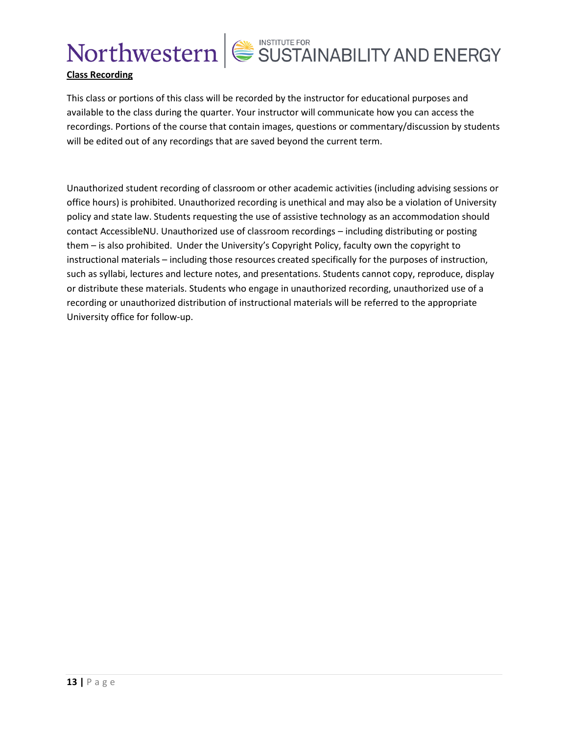**Class Recording**

This class or portions of this class will be recorded by the instructor for educational purposes and available to the class during the quarter. Your instructor will communicate how you can access the recordings. Portions of the course that contain images, questions or commentary/discussion by students will be edited out of any recordings that are saved beyond the current term.

Unauthorized student recording of classroom or other academic activities (including advising sessions or office hours) is prohibited. Unauthorized recording is unethical and may also be a violation of University policy and state law. Students requesting the use of assistive technology as an accommodation should contact AccessibleNU. Unauthorized use of classroom recordings – including distributing or posting them – is also prohibited. Under the University's Copyright Policy, faculty own the copyright to instructional materials – including those resources created specifically for the purposes of instruction, such as syllabi, lectures and lecture notes, and presentations. Students cannot copy, reproduce, display or distribute these materials. Students who engage in unauthorized recording, unauthorized use of a recording or unauthorized distribution of instructional materials will be referred to the appropriate University office for follow-up.